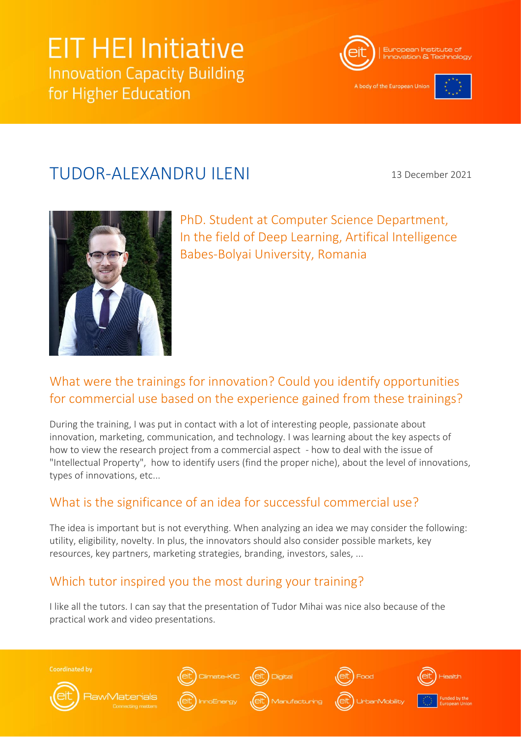# EIT HEI Initiative

Innovation Capacity Building for Higher Education

European Institute of Innovation & Technology

A body of the European Union

## TUDOR-ALEXANDRU ILENI

13 December 2021

PhD. Student at Computer Science Department,
In the field of Deep Learning, Artifical Intelligence
Babes-Bolyai University, Romania

### What were the trainings for innovation? Could you identify opportunities for commercial use based on the experience gained from these trainings?

During the training, I was put in contact with a lot of interesting people, passionate about innovation, marketing, communication, and technology. I was learning about the key aspects of how to view the research project from a commercial aspect - how to deal with the issue of "Intellectual Property", how to identify users (find the proper niche), about the level of innovations, types of innovations, etc...

### What is the significance of an idea for successful commercial use?

The idea is important but is not everything. When analyzing an idea we may consider the following: utility, eligibility, novelty. In plus, the innovators should also consider possible markets, key resources, key partners, marketing strategies, branding, investors, sales, ...

### Which tutor inspired you the most during your training?

I like all the tutors. I can say that the presentation of Tudor Mihai was nice also because of the practical work and video presentations.

Coordinated by RawMaterials Connecting matters

Climate-KIC, Digital, Food, Health, InnoEnergy, Manufacturing, UrbanMobility

Funded by the European Union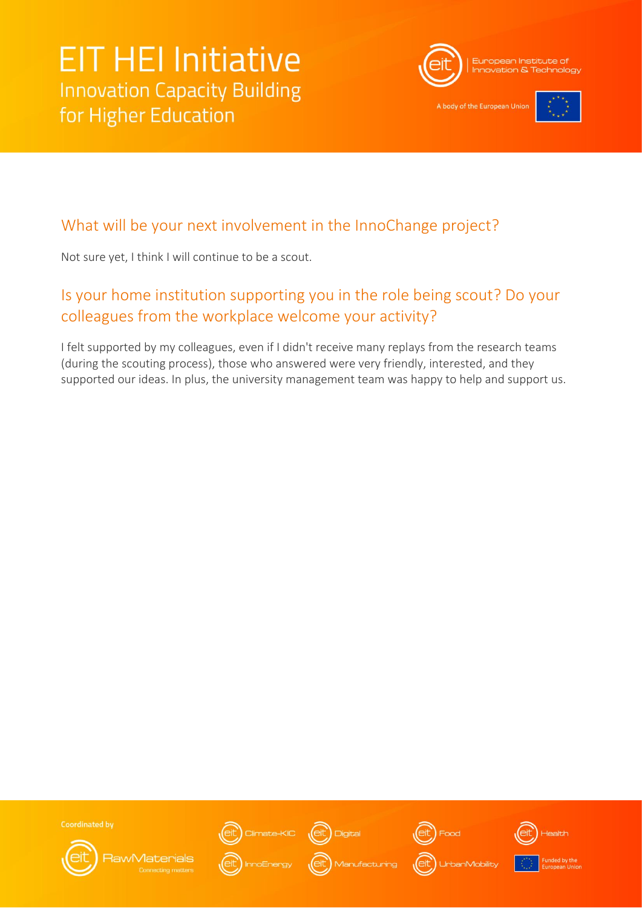## What will be your next involvement in the InnoChange project?

Not sure yet, I think I will continue to be a scout.

## Is your home institution supporting you in the role being scout? Do your colleagues from the workplace welcome your activity?

I felt supported by my colleagues, even if I didn't receive many replays from the research teams (during the scouting process), those who answered were very friendly, interested, and they supported our ideas. In plus, the university management team was happy to help and support us.